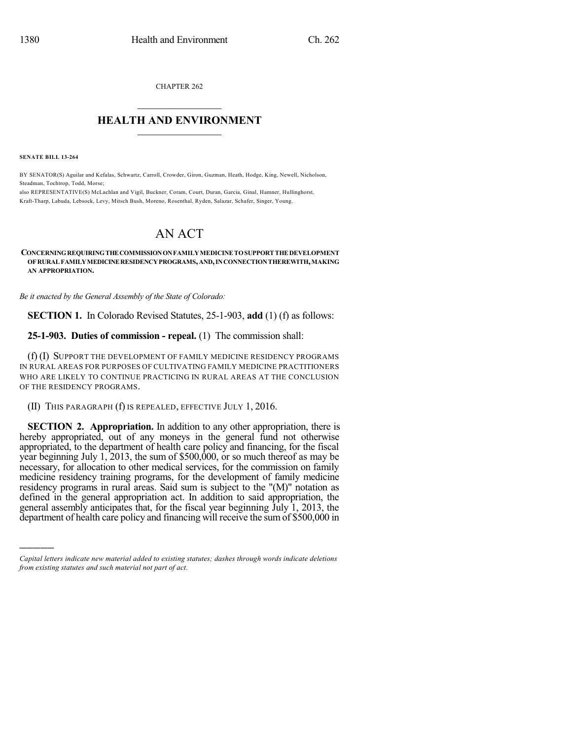CHAPTER 262

# HEALTH AND ENVIRONMENT

**SENATE BILL 13-264**

BY SENATOR(S) Aguilar and Kefalas, Schwartz, Carroll, Crowder, Giron, Guzman, Heath, Hodge, King, Newell, Nicholson, Steadman, Tochtrop, Todd, Morse;
also REPRESENTATIVE(S) McLachlan and Vigil, Buckner, Coram, Court, Duran, Garcia, Ginal, Hamner, Hullinghorst, Kraft-Tharp, Labuda, Lebsock, Levy, Mitsch Bush, Moreno, Rosenthal, Ryden, Salazar, Schafer, Singer, Young.

# AN ACT

**CONCERNING REQUIRING THE COMMISSION ON FAMILY MEDICINE TO SUPPORT THE DEVELOPMENT OF RURAL FAMILY MEDICINE RESIDENCY PROGRAMS, AND, IN CONNECTION THEREWITH, MAKING AN APPROPRIATION.**

*Be it enacted by the General Assembly of the State of Colorado:*

**SECTION 1.** In Colorado Revised Statutes, 25-1-903, **add** (1) (f) as follows:

**25-1-903. Duties of commission - repeal.** (1) The commission shall:

(f) (I) SUPPORT THE DEVELOPMENT OF FAMILY MEDICINE RESIDENCY PROGRAMS IN RURAL AREAS FOR PURPOSES OF CULTIVATING FAMILY MEDICINE PRACTITIONERS WHO ARE LIKELY TO CONTINUE PRACTICING IN RURAL AREAS AT THE CONCLUSION OF THE RESIDENCY PROGRAMS.

(II) THIS PARAGRAPH (f) IS REPEALED, EFFECTIVE JULY 1, 2016.

**SECTION 2. Appropriation.** In addition to any other appropriation, there is hereby appropriated, out of any moneys in the general fund not otherwise appropriated, to the department of health care policy and financing, for the fiscal year beginning July 1, 2013, the sum of $500,000, or so much thereof as may be necessary, for allocation to other medical services, for the commission on family medicine residency training programs, for the development of family medicine residency programs in rural areas. Said sum is subject to the "(M)" notation as defined in the general appropriation act. In addition to said appropriation, the general assembly anticipates that, for the fiscal year beginning July 1, 2013, the department of health care policy and financing will receive the sum of $500,000 in

---

*Capital letters indicate new material added to existing statutes; dashes through words indicate deletions from existing statutes and such material not part of act.*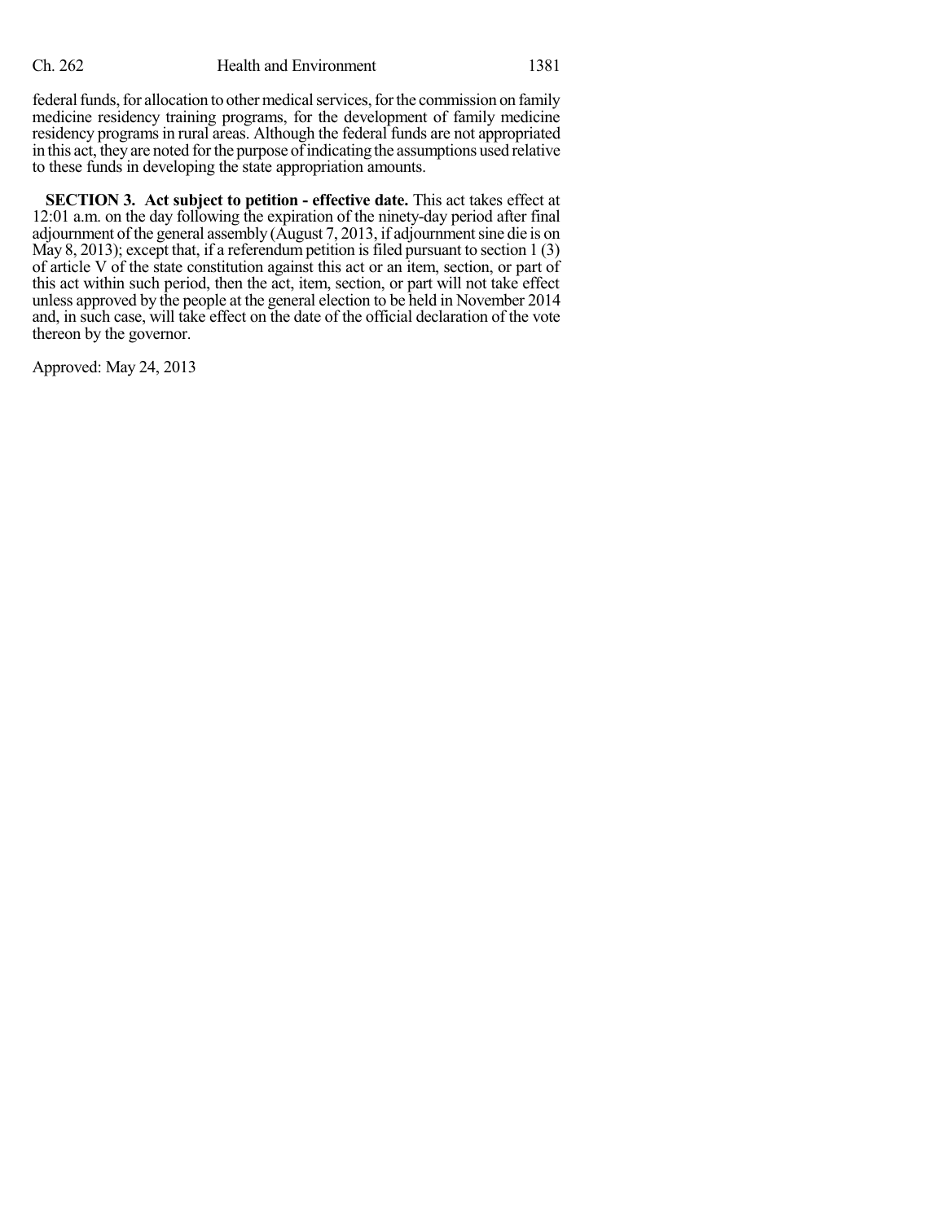federal funds, for allocation to other medical services, for the commission on family medicine residency training programs, for the development of family medicine residency programs in rural areas. Although the federal funds are not appropriated in this act, they are noted for the purpose of indicating the assumptions used relative to these funds in developing the state appropriation amounts.

**SECTION 3. Act subject to petition - effective date.** This act takes effect at 12:01 a.m. on the day following the expiration of the ninety-day period after final adjournment of the general assembly (August 7, 2013, if adjournment sine die is on May 8, 2013); except that, if a referendum petition is filed pursuant to section 1 (3) of article V of the state constitution against this act or an item, section, or part of this act within such period, then the act, item, section, or part will not take effect unless approved by the people at the general election to be held in November 2014 and, in such case, will take effect on the date of the official declaration of the vote thereon by the governor.

Approved: May 24, 2013